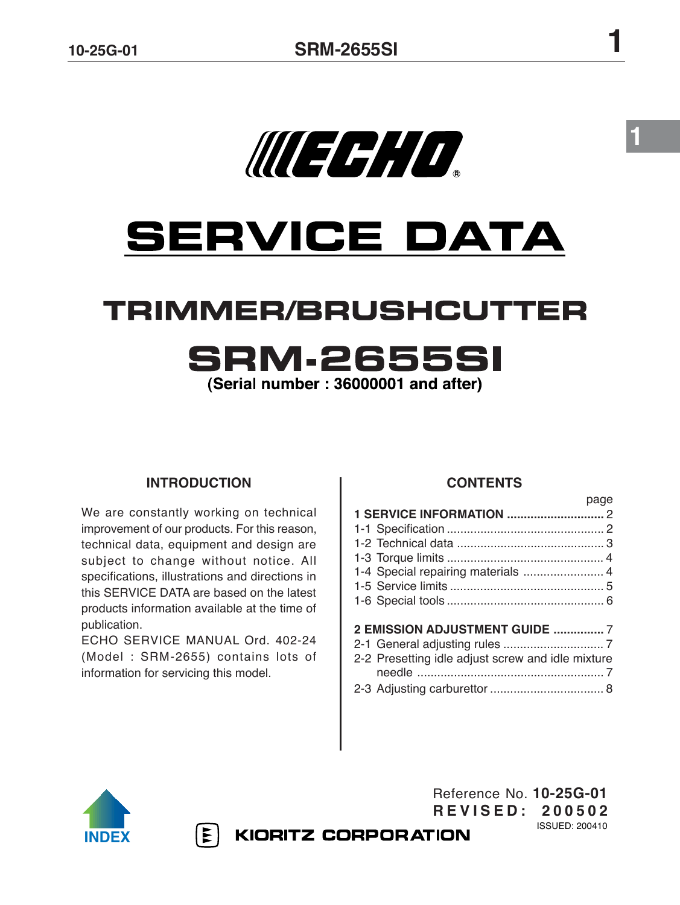ECHO

# SERVICE DATA

## TRIMMER/BRUSHCUTTER

## SRM-2655SI

**(Serial number : 36000001 and after)**

### INTRODUCTION

We are constantly working on technical improvement of our products. For this reason, technical data, equipment and design are subject to change without notice. All specifications, illustrations and directions in this SERVICE DATA are based on the latest products information available at the time of publication.

ECHO SERVICE MANUAL Ord. 402-24 (Model : SRM-2655) contains lots of information for servicing this model.

### CONTENTS

| | page |
|---|---|
| **1 SERVICE INFORMATION** | 2 |
| 1-1 Specification | 2 |
| 1-2 Technical data | 3 |
| 1-3 Torque limits | 4 |
| 1-4 Special repairing materials | 4 |
| 1-5 Service limits | 5 |
| 1-6 Special tools | 6 |
| **2 EMISSION ADJUSTMENT GUIDE** | 7 |
| 2-1 General adjusting rules | 7 |
| 2-2 Presetting idle adjust screw and idle mixture needle | 7 |
| 2-3 Adjusting carburettor | 8 |

Reference No. **10-25G-01**
**REVISED: 200502**
ISSUED: 200410

INDEX

KIORITZ CORPORATION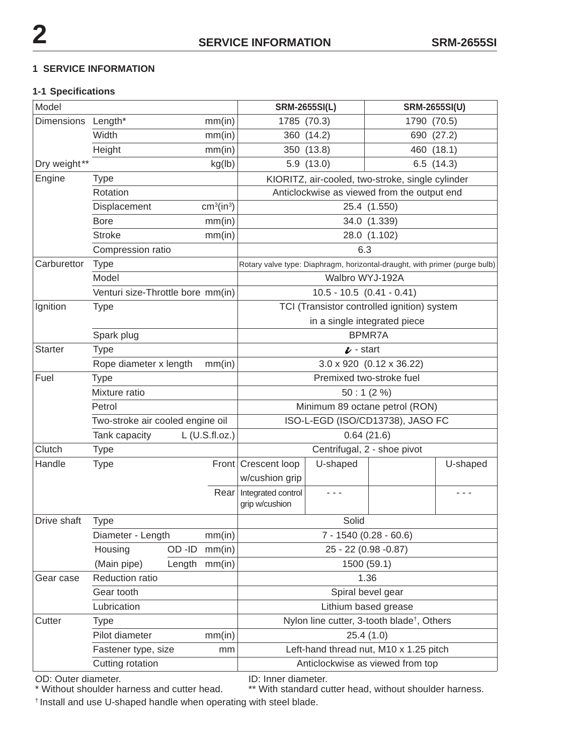## 1 SERVICE INFORMATION

### 1-1 Specifications

| Model | | | SRM-2655SI(L) | | SRM-2655SI(U) | |
|---|---|---|---|---|---|---|
| Dimensions | Length* | mm(in) | 1785 (70.3) | | 1790 (70.5) | |
| | Width | mm(in) | 360 (14.2) | | 690 (27.2) | |
| | Height | mm(in) | 350 (13.8) | | 460 (18.1) | |
| Dry weight** | | kg(lb) | 5.9 (13.0) | | 6.5 (14.3) | |
| Engine | Type | | KIORITZ, air-cooled, two-stroke, single cylinder | | | |
| | Rotation | | Anticlockwise as viewed from the output end | | | |
| | Displacement | $cm^3(in^3)$ | 25.4 (1.550) | | | |
| | Bore | mm(in) | 34.0 (1.339) | | | |
| | Stroke | mm(in) | 28.0 (1.102) | | | |
| | Compression ratio | | 6.3 | | | |
| Carburettor | Type | | Rotary valve type: Diaphragm, horizontal-draught, with primer (purge bulb) | | | |
| | Model | | Walbro WYJ-192A | | | |
| | Venturi size-Throttle bore | mm(in) | 10.5 - 10.5 (0.41 - 0.41) | | | |
| Ignition | Type | | TCI (Transistor controlled ignition) system in a single integrated piece | | | |
| | Spark plug | | BPMR7A | | | |
| Starter | Type | | *i* - start | | | |
| | Rope diameter x length | mm(in) | 3.0 x 920 (0.12 x 36.22) | | | |
| Fuel | Type | | Premixed two-stroke fuel | | | |
| | Mixture ratio | | 50 : 1 (2 %) | | | |
| | Petrol | | Minimum 89 octane petrol (RON) | | | |
| | Two-stroke air cooled engine oil | | ISO-L-EGD (ISO/CD13738), JASO FC | | | |
| | Tank capacity | L (U.S.fl.oz.) | 0.64 (21.6) | | | |
| Clutch | Type | | Centrifugal, 2 - shoe pivot | | | |
| Handle | Type | Front | Crescent loop w/cushion grip | U-shaped | | U-shaped |
| | | Rear | Integrated control grip w/cushion | - - - | | - - - |
| Drive shaft | Type | | Solid | | | |
| | Diameter - Length | mm(in) | 7 - 1540 (0.28 - 60.6) | | | |
| | Housing OD -ID | mm(in) | 25 - 22 (0.98 -0.87) | | | |
| | (Main pipe) Length | mm(in) | 1500 (59.1) | | | |
| Gear case | Reduction ratio | | 1.36 | | | |
| | Gear tooth | | Spiral bevel gear | | | |
| | Lubrication | | Lithium based grease | | | |
| Cutter | Type | | Nylon line cutter, 3-tooth blade†, Others | | | |
| | Pilot diameter | mm(in) | 25.4 (1.0) | | | |
| | Fastener type, size | mm | Left-hand thread nut, M10 x 1.25 pitch | | | |
| | Cutting rotation | | Anticlockwise as viewed from top | | | |

OD: Outer diameter. ID: Inner diameter.

* Without shoulder harness and cutter head. ** With standard cutter head, without shoulder harness.

† Install and use U-shaped handle when operating with steel blade.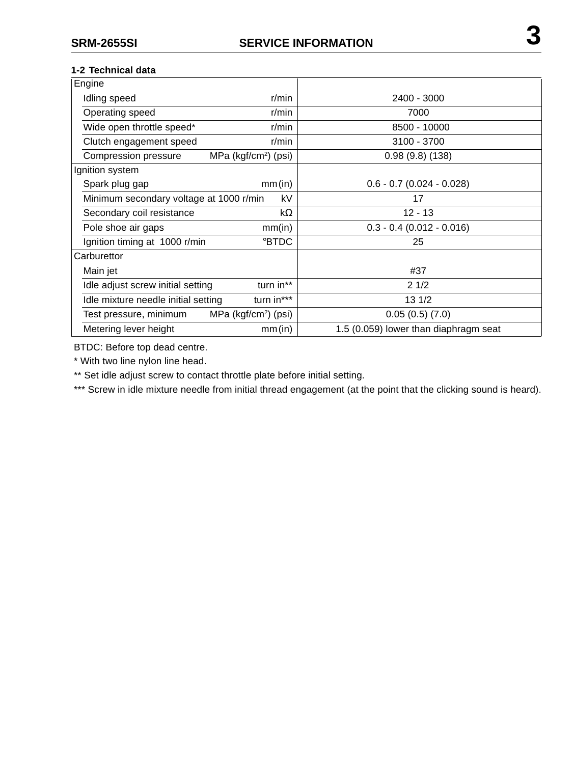## 1-2 Technical data

| Item | Unit | Value |
|---|---|---|
| **Engine** | | |
| Idling speed | r/min | 2400 - 3000 |
| Operating speed | r/min | 7000 |
| Wide open throttle speed* | r/min | 8500 - 10000 |
| Clutch engagement speed | r/min | 3100 - 3700 |
| Compression pressure | MPa ($kgf/cm^2$) (psi) | 0.98 (9.8) (138) |
| **Ignition system** | | |
| Spark plug gap | mm (in) | 0.6 - 0.7 (0.024 - 0.028) |
| Minimum secondary voltage at 1000 r/min | kV | 17 |
| Secondary coil resistance | kΩ | 12 - 13 |
| Pole shoe air gaps | mm(in) | 0.3 - 0.4 (0.012 - 0.016) |
| Ignition timing at 1000 r/min | °BTDC | 25 |
| **Carburettor** | | |
| Main jet | | #37 |
| Idle adjust screw initial setting | turn in** | 2 1/2 |
| Idle mixture needle initial setting | turn in*** | 13 1/2 |
| Test pressure, minimum | MPa ($kgf/cm^2$) (psi) | 0.05 (0.5) (7.0) |
| Metering lever height | mm (in) | 1.5 (0.059) lower than diaphragm seat |

BTDC: Before top dead centre.

* With two line nylon line head.

** Set idle adjust screw to contact throttle plate before initial setting.

*** Screw in idle mixture needle from initial thread engagement (at the point that the clicking sound is heard).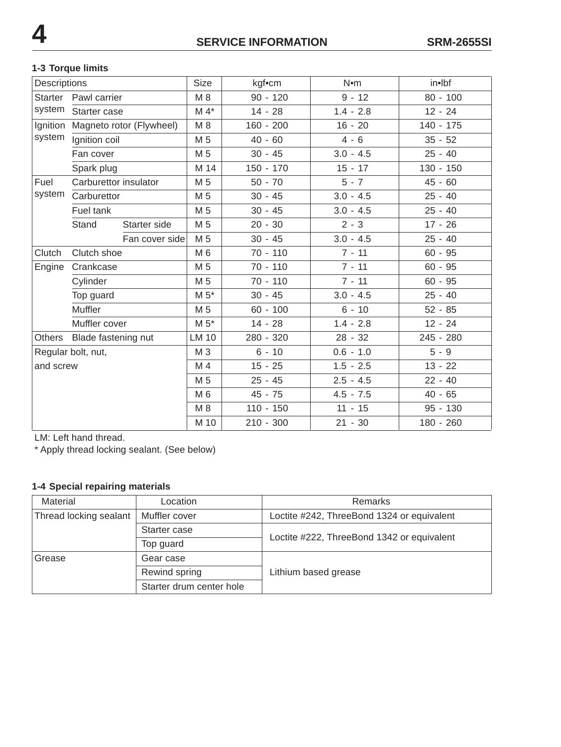### 1-3 Torque limits

| Descriptions | | | Size | kgf•cm | N•m | in•lbf |
|---|---|---|---|---|---|---|
| Starter system | Pawl carrier | | M 8 | 90 - 120 | 9 - 12 | 80 - 100 |
| | Starter case | | M 4* | 14 - 28 | 1.4 - 2.8 | 12 - 24 |
| Ignition system | Magneto rotor (Flywheel) | | M 8 | 160 - 200 | 16 - 20 | 140 - 175 |
| | Ignition coil | | M 5 | 40 - 60 | 4 - 6 | 35 - 52 |
| | Fan cover | | M 5 | 30 - 45 | 3.0 - 4.5 | 25 - 40 |
| | Spark plug | | M 14 | 150 - 170 | 15 - 17 | 130 - 150 |
| Fuel system | Carburettor insulator | | M 5 | 50 - 70 | 5 - 7 | 45 - 60 |
| | Carburettor | | M 5 | 30 - 45 | 3.0 - 4.5 | 25 - 40 |
| | Fuel tank | | M 5 | 30 - 45 | 3.0 - 4.5 | 25 - 40 |
| | Stand | Starter side | M 5 | 20 - 30 | 2 - 3 | 17 - 26 |
| | | Fan cover side | M 5 | 30 - 45 | 3.0 - 4.5 | 25 - 40 |
| Clutch | Clutch shoe | | M 6 | 70 - 110 | 7 - 11 | 60 - 95 |
| Engine | Crankcase | | M 5 | 70 - 110 | 7 - 11 | 60 - 95 |
| | Cylinder | | M 5 | 70 - 110 | 7 - 11 | 60 - 95 |
| | Top guard | | M 5* | 30 - 45 | 3.0 - 4.5 | 25 - 40 |
| | Muffler | | M 5 | 60 - 100 | 6 - 10 | 52 - 85 |
| | Muffler cover | | M 5* | 14 - 28 | 1.4 - 2.8 | 12 - 24 |
| Others | Blade fastening nut | | LM 10 | 280 - 320 | 28 - 32 | 245 - 280 |
| Regular bolt, nut, and screw | | | M 3 | 6 - 10 | 0.6 - 1.0 | 5 - 9 |
| | | | M 4 | 15 - 25 | 1.5 - 2.5 | 13 - 22 |
| | | | M 5 | 25 - 45 | 2.5 - 4.5 | 22 - 40 |
| | | | M 6 | 45 - 75 | 4.5 - 7.5 | 40 - 65 |
| | | | M 8 | 110 - 150 | 11 - 15 | 95 - 130 |
| | | | M 10 | 210 - 300 | 21 - 30 | 180 - 260 |

LM: Left hand thread.
* Apply thread locking sealant. (See below)

### 1-4 Special repairing materials

| Material | Location | Remarks |
|---|---|---|
| Thread locking sealant | Muffler cover | Loctite #242, ThreeBond 1324 or equivalent |
| | Starter case | Loctite #222, ThreeBond 1342 or equivalent |
| | Top guard | |
| Grease | Gear case | Lithium based grease |
| | Rewind spring | |
| | Starter drum center hole | |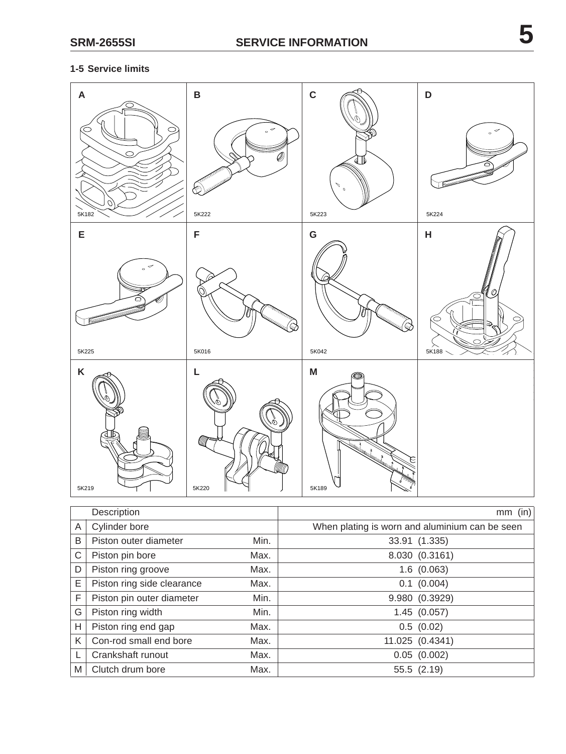## 1-5 Service limits

| | Description | | mm (in) |
|---|---|---|---|
| A | Cylinder bore | | When plating is worn and aluminium can be seen |
| B | Piston outer diameter | Min. | 33.91 (1.335) |
| C | Piston pin bore | Max. | 8.030 (0.3161) |
| D | Piston ring groove | Max. | 1.6 (0.063) |
| E | Piston ring side clearance | Max. | 0.1 (0.004) |
| F | Piston pin outer diameter | Min. | 9.980 (0.3929) |
| G | Piston ring width | Min. | 1.45 (0.057) |
| H | Piston ring end gap | Max. | 0.5 (0.02) |
| K | Con-rod small end bore | Max. | 11.025 (0.4341) |
| L | Crankshaft runout | Max. | 0.05 (0.002) |
| M | Clutch drum bore | Max. | 55.5 (2.19) |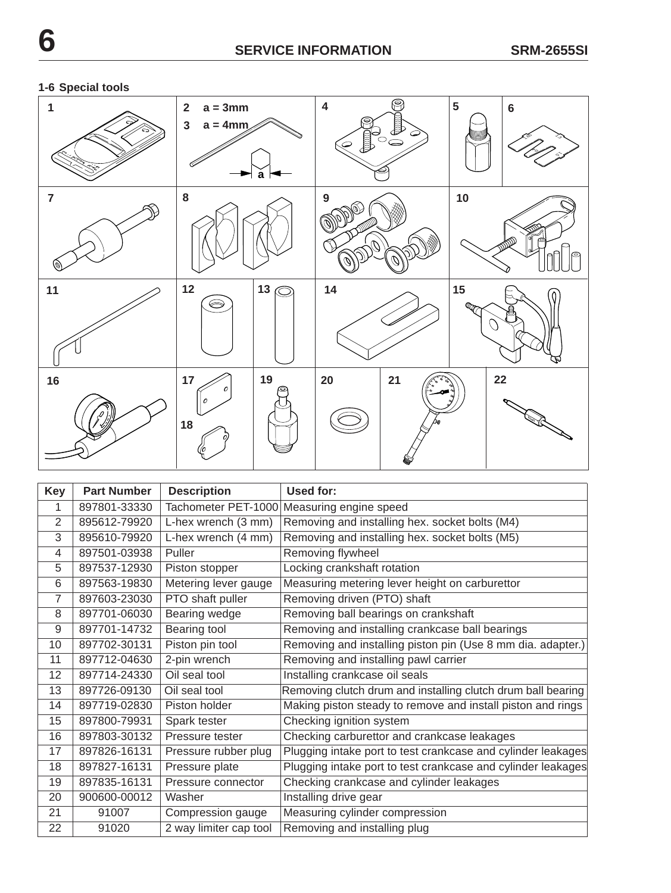### 1-6 Special tools

| Key | Part Number | Description | Used for: |
|---|---|---|---|
| 1 | 897801-33330 | Tachometer PET-1000 | Measuring engine speed |
| 2 | 895612-79920 | L-hex wrench (3 mm) | Removing and installing hex. socket bolts (M4) |
| 3 | 895610-79920 | L-hex wrench (4 mm) | Removing and installing hex. socket bolts (M5) |
| 4 | 897501-03938 | Puller | Removing flywheel |
| 5 | 897537-12930 | Piston stopper | Locking crankshaft rotation |
| 6 | 897563-19830 | Metering lever gauge | Measuring metering lever height on carburettor |
| 7 | 897603-23030 | PTO shaft puller | Removing driven (PTO) shaft |
| 8 | 897701-06030 | Bearing wedge | Removing ball bearings on crankshaft |
| 9 | 897701-14732 | Bearing tool | Removing and installing crankcase ball bearings |
| 10 | 897702-30131 | Piston pin tool | Removing and installing piston pin (Use 8 mm dia. adapter.) |
| 11 | 897712-04630 | 2-pin wrench | Removing and installing pawl carrier |
| 12 | 897714-24330 | Oil seal tool | Installing crankcase oil seals |
| 13 | 897726-09130 | Oil seal tool | Removing clutch drum and installing clutch drum ball bearing |
| 14 | 897719-02830 | Piston holder | Making piston steady to remove and install piston and rings |
| 15 | 897800-79931 | Spark tester | Checking ignition system |
| 16 | 897803-30132 | Pressure tester | Checking carburettor and crankcase leakages |
| 17 | 897826-16131 | Pressure rubber plug | Plugging intake port to test crankcase and cylinder leakages |
| 18 | 897827-16131 | Pressure plate | Plugging intake port to test crankcase and cylinder leakages |
| 19 | 897835-16131 | Pressure connector | Checking crankcase and cylinder leakages |
| 20 | 900600-00012 | Washer | Installing drive gear |
| 21 | 91007 | Compression gauge | Measuring cylinder compression |
| 22 | 91020 | 2 way limiter cap tool | Removing and installing plug |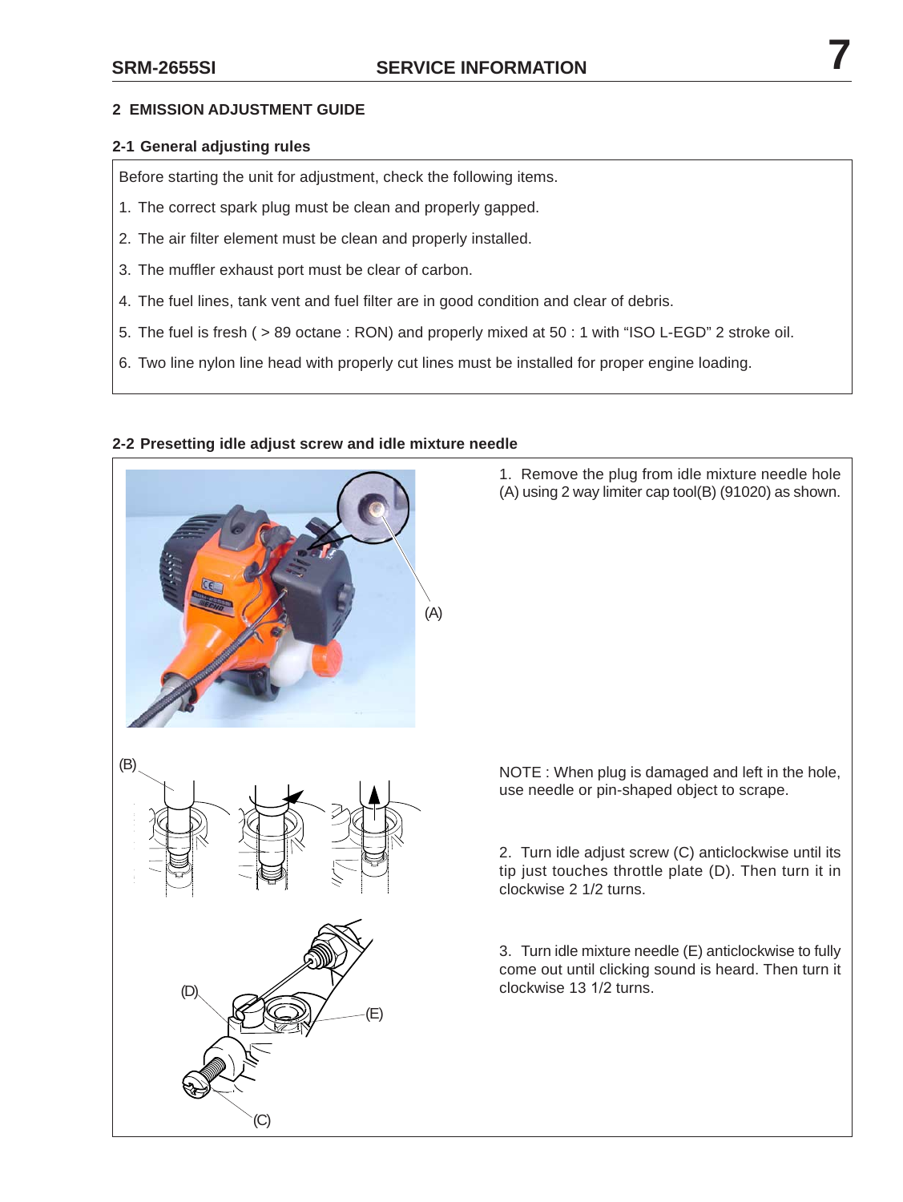## 2 EMISSION ADJUSTMENT GUIDE

### 2-1 General adjusting rules

Before starting the unit for adjustment, check the following items.

1. The correct spark plug must be clean and properly gapped.
2. The air filter element must be clean and properly installed.
3. The muffler exhaust port must be clear of carbon.
4. The fuel lines, tank vent and fuel filter are in good condition and clear of debris.
5. The fuel is fresh ( > 89 octane : RON) and properly mixed at 50 : 1 with “ISO L-EGD” 2 stroke oil.
6. Two line nylon line head with properly cut lines must be installed for proper engine loading.

### 2-2 Presetting idle adjust screw and idle mixture needle

(A)

1. Remove the plug from idle mixture needle hole (A) using 2 way limiter cap tool(B) (91020) as shown.

(B)

NOTE : When plug is damaged and left in the hole, use needle or pin-shaped object to scrape.

2. Turn idle adjust screw (C) anticlockwise until its tip just touches throttle plate (D). Then turn it in clockwise 2 1/2 turns.

(D) (E) (C)

3. Turn idle mixture needle (E) anticlockwise to fully come out until clicking sound is heard. Then turn it clockwise 13 1/2 turns.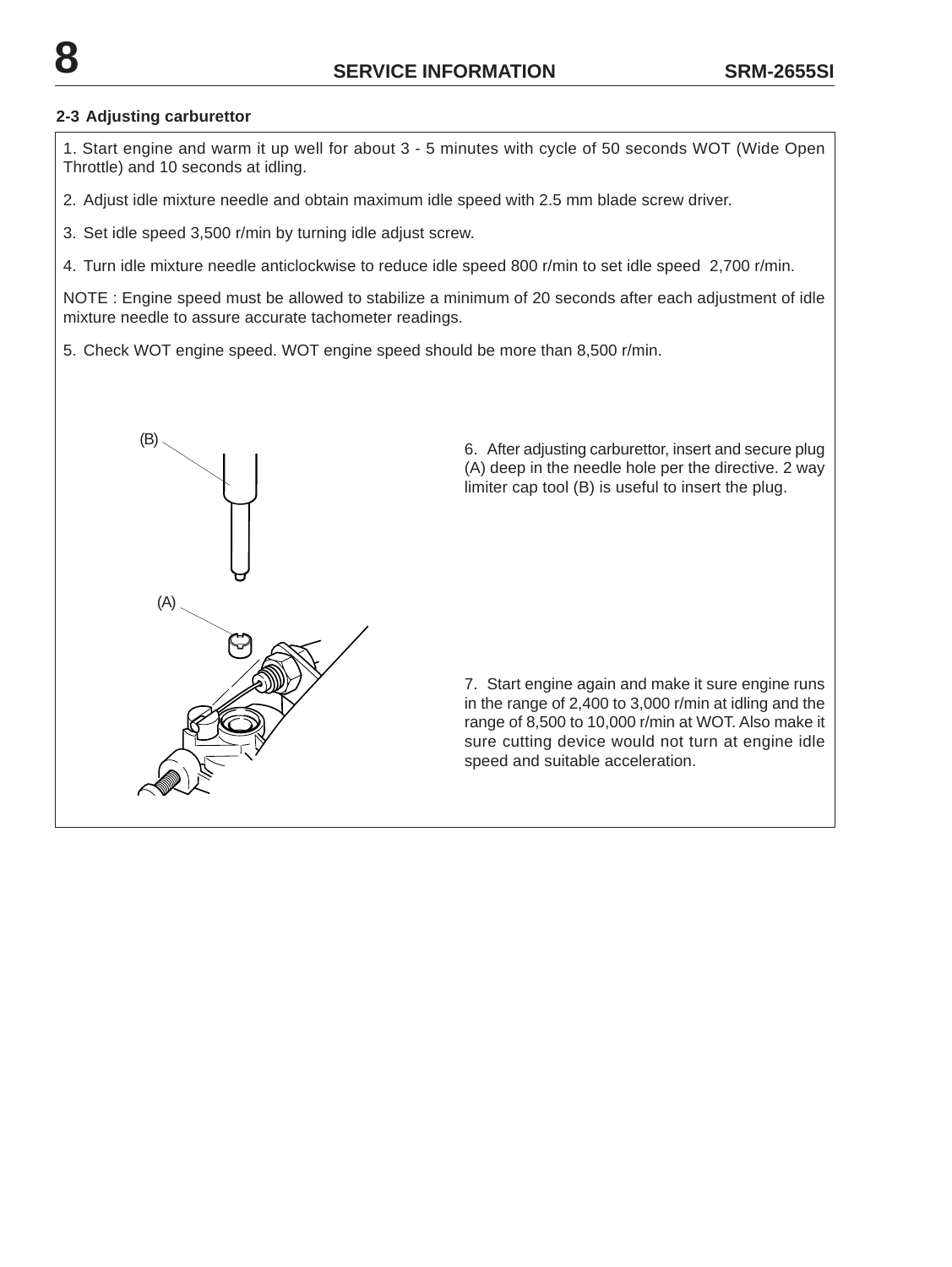## 2-3 Adjusting carburettor

1. Start engine and warm it up well for about 3 - 5 minutes with cycle of 50 seconds WOT (Wide Open Throttle) and 10 seconds at idling.

2. Adjust idle mixture needle and obtain maximum idle speed with 2.5 mm blade screw driver.

3. Set idle speed 3,500 r/min by turning idle adjust screw.

4. Turn idle mixture needle anticlockwise to reduce idle speed 800 r/min to set idle speed 2,700 r/min.

NOTE : Engine speed must be allowed to stabilize a minimum of 20 seconds after each adjustment of idle mixture needle to assure accurate tachometer readings.

5. Check WOT engine speed. WOT engine speed should be more than 8,500 r/min.

(B)

(A)

6. After adjusting carburettor, insert and secure plug (A) deep in the needle hole per the directive. 2 way limiter cap tool (B) is useful to insert the plug.

7. Start engine again and make it sure engine runs in the range of 2,400 to 3,000 r/min at idling and the range of 8,500 to 10,000 r/min at WOT. Also make it sure cutting device would not turn at engine idle speed and suitable acceleration.